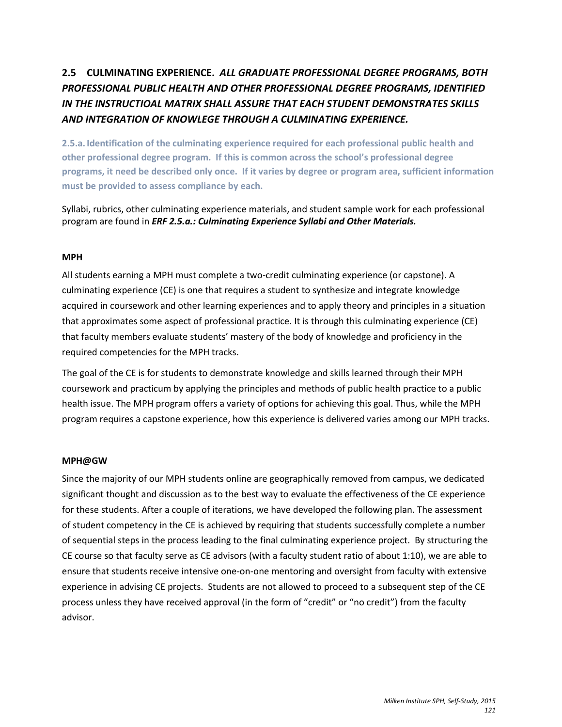## 2.5 CULMINATING EXPERIENCE. *ALL GRADUATE PROFESSIONAL DEGREE PROGRAMS, BOTH PROFESSIONAL PUBLIC HEALTH AND OTHER PROFESSIONAL DEGREE PROGRAMS, IDENTIFIED IN THE INSTRUCTIOAL MATRIX SHALL ASSURE THAT EACH STUDENT DEMONSTRATES SKILLS AND INTEGRATION OF KNOWLEGE THROUGH A CULMINATING EXPERIENCE.*

**2.5.a. Identification of the culminating experience required for each professional public health and other professional degree program. If this is common across the school's professional degree programs, it need be described only once. If it varies by degree or program area, sufficient information must be provided to assess compliance by each.**

Syllabi, rubrics, other culminating experience materials, and student sample work for each professional program are found in ***ERF 2.5.a.: Culminating Experience Syllabi and Other Materials.***

**MPH**

All students earning a MPH must complete a two-credit culminating experience (or capstone). A culminating experience (CE) is one that requires a student to synthesize and integrate knowledge acquired in coursework and other learning experiences and to apply theory and principles in a situation that approximates some aspect of professional practice. It is through this culminating experience (CE) that faculty members evaluate students' mastery of the body of knowledge and proficiency in the required competencies for the MPH tracks.

The goal of the CE is for students to demonstrate knowledge and skills learned through their MPH coursework and practicum by applying the principles and methods of public health practice to a public health issue. The MPH program offers a variety of options for achieving this goal. Thus, while the MPH program requires a capstone experience, how this experience is delivered varies among our MPH tracks.

**MPH@GW**

Since the majority of our MPH students online are geographically removed from campus, we dedicated significant thought and discussion as to the best way to evaluate the effectiveness of the CE experience for these students. After a couple of iterations, we have developed the following plan. The assessment of student competency in the CE is achieved by requiring that students successfully complete a number of sequential steps in the process leading to the final culminating experience project. By structuring the CE course so that faculty serve as CE advisors (with a faculty student ratio of about 1:10), we are able to ensure that students receive intensive one-on-one mentoring and oversight from faculty with extensive experience in advising CE projects. Students are not allowed to proceed to a subsequent step of the CE process unless they have received approval (in the form of "credit" or "no credit") from the faculty advisor.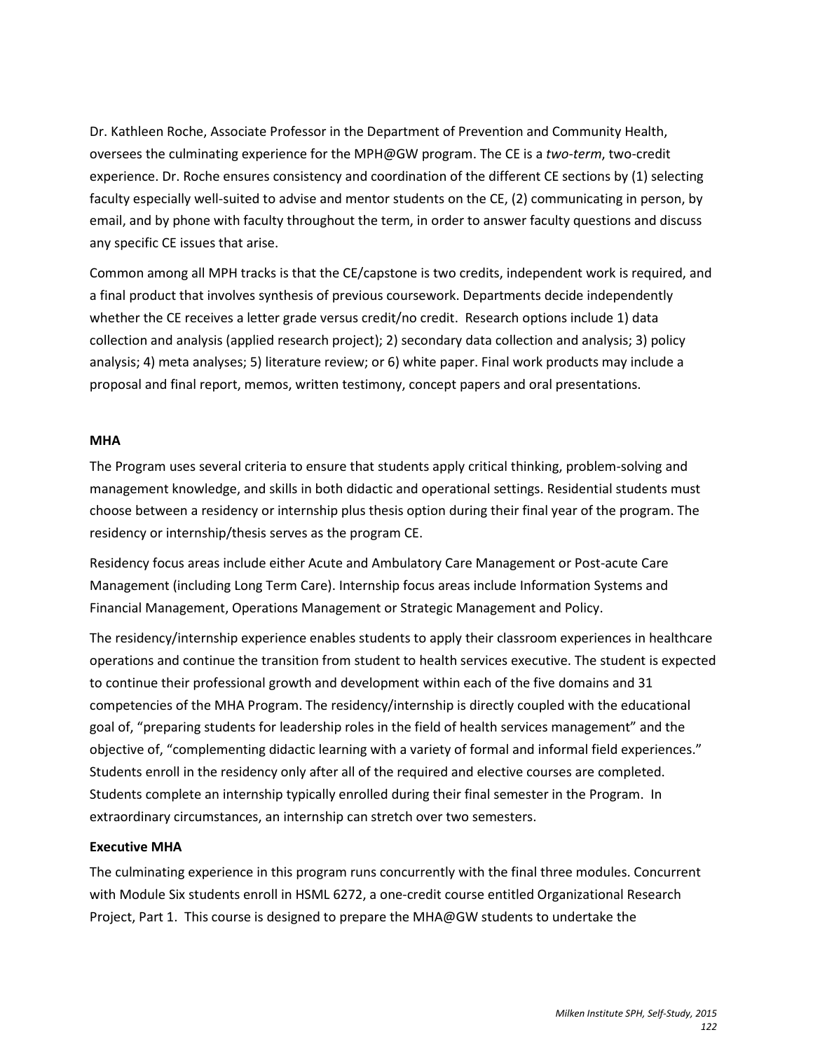Dr. Kathleen Roche, Associate Professor in the Department of Prevention and Community Health, oversees the culminating experience for the MPH@GW program. The CE is a *two-term*, two-credit experience. Dr. Roche ensures consistency and coordination of the different CE sections by (1) selecting faculty especially well-suited to advise and mentor students on the CE, (2) communicating in person, by email, and by phone with faculty throughout the term, in order to answer faculty questions and discuss any specific CE issues that arise.

Common among all MPH tracks is that the CE/capstone is two credits, independent work is required, and a final product that involves synthesis of previous coursework. Departments decide independently whether the CE receives a letter grade versus credit/no credit. Research options include 1) data collection and analysis (applied research project); 2) secondary data collection and analysis; 3) policy analysis; 4) meta analyses; 5) literature review; or 6) white paper. Final work products may include a proposal and final report, memos, written testimony, concept papers and oral presentations.

**MHA**

The Program uses several criteria to ensure that students apply critical thinking, problem-solving and management knowledge, and skills in both didactic and operational settings. Residential students must choose between a residency or internship plus thesis option during their final year of the program. The residency or internship/thesis serves as the program CE.

Residency focus areas include either Acute and Ambulatory Care Management or Post-acute Care Management (including Long Term Care). Internship focus areas include Information Systems and Financial Management, Operations Management or Strategic Management and Policy.

The residency/internship experience enables students to apply their classroom experiences in healthcare operations and continue the transition from student to health services executive. The student is expected to continue their professional growth and development within each of the five domains and 31 competencies of the MHA Program. The residency/internship is directly coupled with the educational goal of, "preparing students for leadership roles in the field of health services management" and the objective of, "complementing didactic learning with a variety of formal and informal field experiences." Students enroll in the residency only after all of the required and elective courses are completed. Students complete an internship typically enrolled during their final semester in the Program. In extraordinary circumstances, an internship can stretch over two semesters.

**Executive MHA**

The culminating experience in this program runs concurrently with the final three modules. Concurrent with Module Six students enroll in HSML 6272, a one-credit course entitled Organizational Research Project, Part 1. This course is designed to prepare the MHA@GW students to undertake the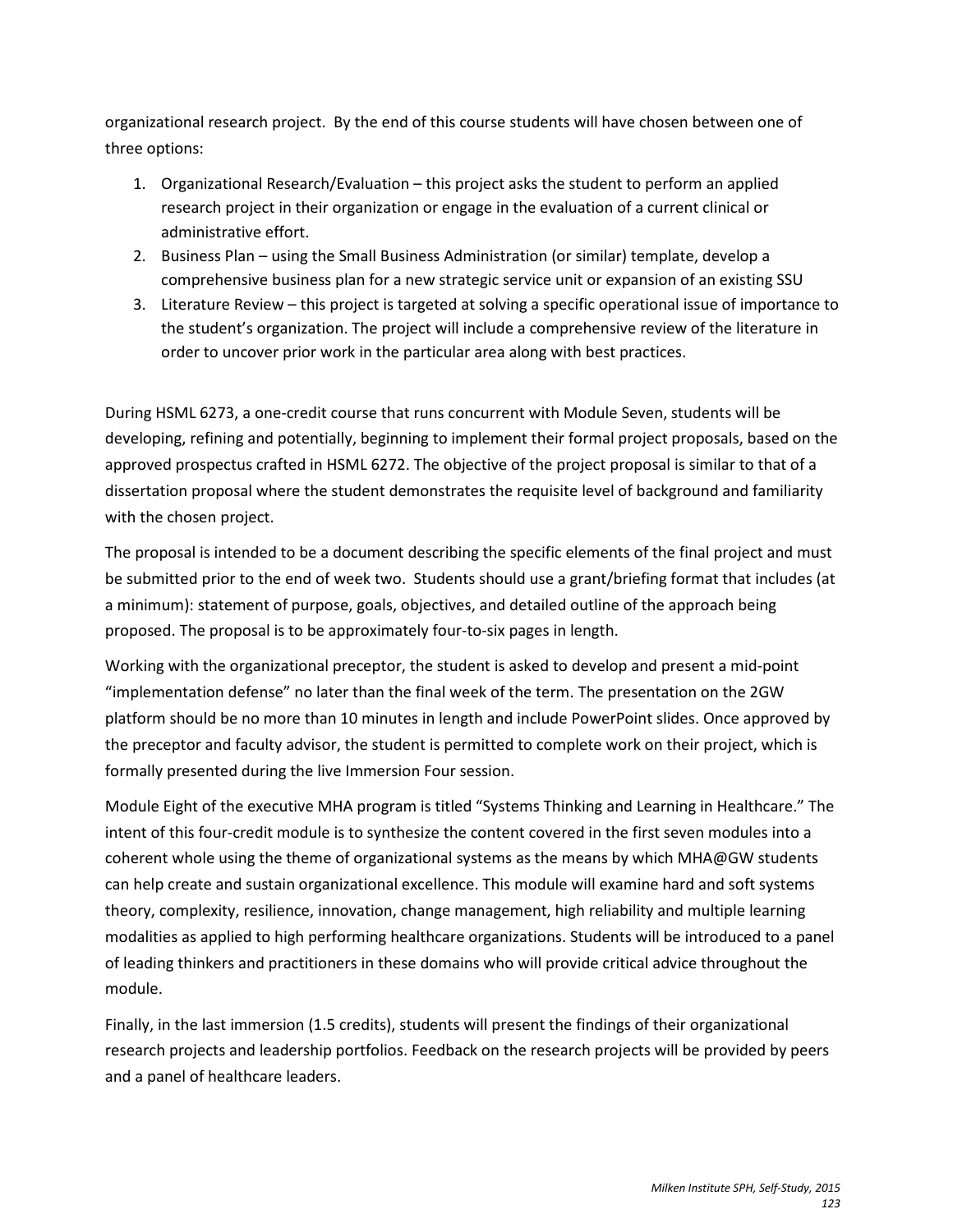organizational research project. By the end of this course students will have chosen between one of three options:

1. Organizational Research/Evaluation – this project asks the student to perform an applied research project in their organization or engage in the evaluation of a current clinical or administrative effort.
2. Business Plan – using the Small Business Administration (or similar) template, develop a comprehensive business plan for a new strategic service unit or expansion of an existing SSU
3. Literature Review – this project is targeted at solving a specific operational issue of importance to the student's organization. The project will include a comprehensive review of the literature in order to uncover prior work in the particular area along with best practices.

During HSML 6273, a one-credit course that runs concurrent with Module Seven, students will be developing, refining and potentially, beginning to implement their formal project proposals, based on the approved prospectus crafted in HSML 6272. The objective of the project proposal is similar to that of a dissertation proposal where the student demonstrates the requisite level of background and familiarity with the chosen project.

The proposal is intended to be a document describing the specific elements of the final project and must be submitted prior to the end of week two. Students should use a grant/briefing format that includes (at a minimum): statement of purpose, goals, objectives, and detailed outline of the approach being proposed. The proposal is to be approximately four-to-six pages in length.

Working with the organizational preceptor, the student is asked to develop and present a mid-point "implementation defense" no later than the final week of the term. The presentation on the 2GW platform should be no more than 10 minutes in length and include PowerPoint slides. Once approved by the preceptor and faculty advisor, the student is permitted to complete work on their project, which is formally presented during the live Immersion Four session.

Module Eight of the executive MHA program is titled "Systems Thinking and Learning in Healthcare." The intent of this four-credit module is to synthesize the content covered in the first seven modules into a coherent whole using the theme of organizational systems as the means by which MHA@GW students can help create and sustain organizational excellence. This module will examine hard and soft systems theory, complexity, resilience, innovation, change management, high reliability and multiple learning modalities as applied to high performing healthcare organizations. Students will be introduced to a panel of leading thinkers and practitioners in these domains who will provide critical advice throughout the module.

Finally, in the last immersion (1.5 credits), students will present the findings of their organizational research projects and leadership portfolios. Feedback on the research projects will be provided by peers and a panel of healthcare leaders.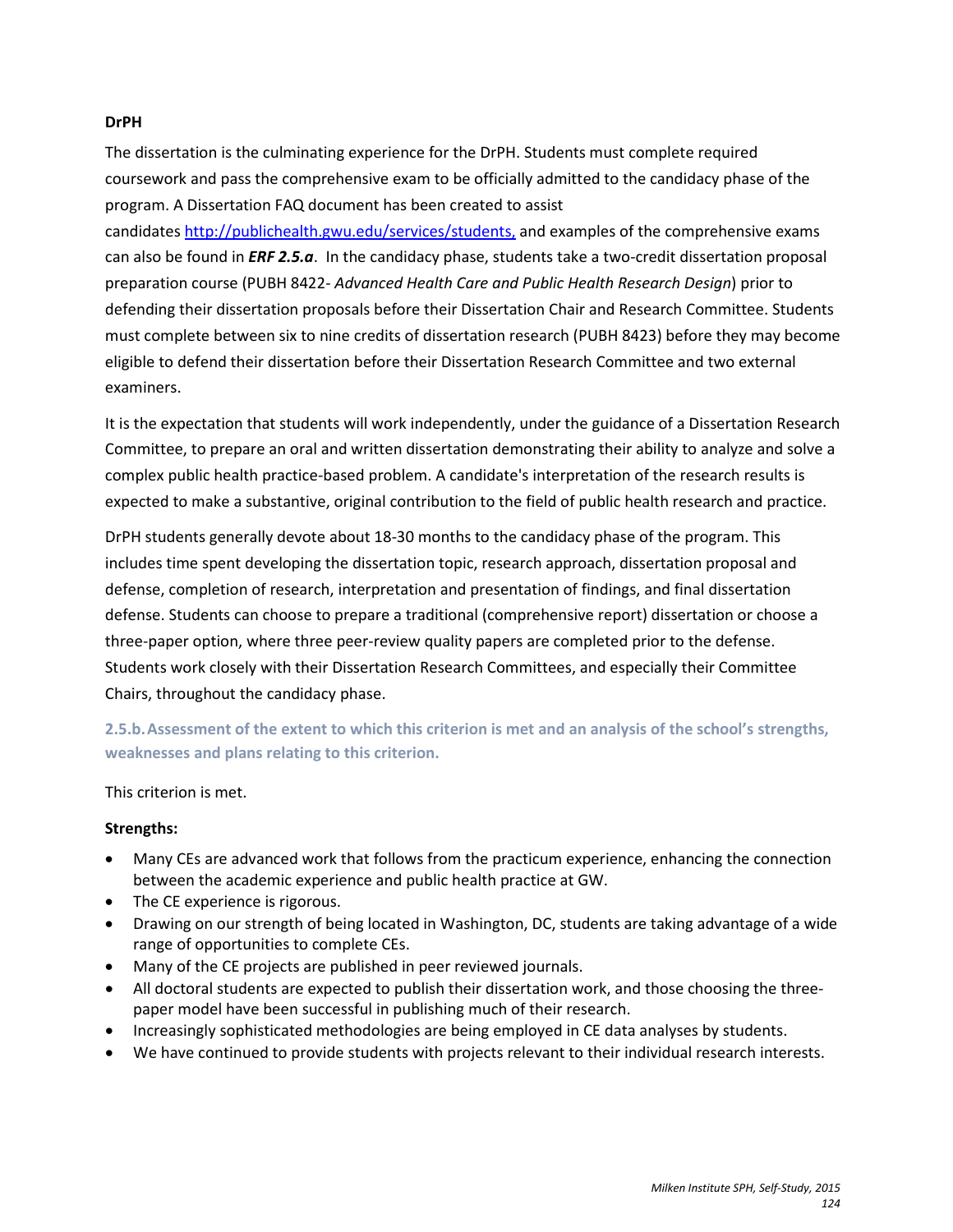**DrPH**

The dissertation is the culminating experience for the DrPH. Students must complete required coursework and pass the comprehensive exam to be officially admitted to the candidacy phase of the program. A Dissertation FAQ document has been created to assist candidates http://publichealth.gwu.edu/services/students, and examples of the comprehensive exams can also be found in ***ERF 2.5.a***. In the candidacy phase, students take a two-credit dissertation proposal preparation course (PUBH 8422- *Advanced Health Care and Public Health Research Design*) prior to defending their dissertation proposals before their Dissertation Chair and Research Committee. Students must complete between six to nine credits of dissertation research (PUBH 8423) before they may become eligible to defend their dissertation before their Dissertation Research Committee and two external examiners.

It is the expectation that students will work independently, under the guidance of a Dissertation Research Committee, to prepare an oral and written dissertation demonstrating their ability to analyze and solve a complex public health practice-based problem. A candidate's interpretation of the research results is expected to make a substantive, original contribution to the field of public health research and practice.

DrPH students generally devote about 18-30 months to the candidacy phase of the program. This includes time spent developing the dissertation topic, research approach, dissertation proposal and defense, completion of research, interpretation and presentation of findings, and final dissertation defense. Students can choose to prepare a traditional (comprehensive report) dissertation or choose a three-paper option, where three peer-review quality papers are completed prior to the defense. Students work closely with their Dissertation Research Committees, and especially their Committee Chairs, throughout the candidacy phase.

### 2.5.b. Assessment of the extent to which this criterion is met and an analysis of the school's strengths, weaknesses and plans relating to this criterion.

This criterion is met.

**Strengths:**

- Many CEs are advanced work that follows from the practicum experience, enhancing the connection between the academic experience and public health practice at GW.
- The CE experience is rigorous.
- Drawing on our strength of being located in Washington, DC, students are taking advantage of a wide range of opportunities to complete CEs.
- Many of the CE projects are published in peer reviewed journals.
- All doctoral students are expected to publish their dissertation work, and those choosing the three-paper model have been successful in publishing much of their research.
- Increasingly sophisticated methodologies are being employed in CE data analyses by students.
- We have continued to provide students with projects relevant to their individual research interests.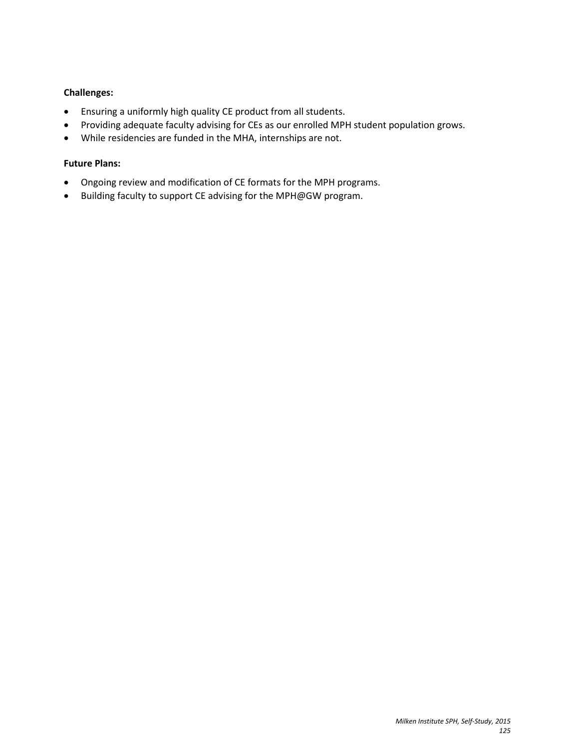**Challenges:**

- Ensuring a uniformly high quality CE product from all students.
- Providing adequate faculty advising for CEs as our enrolled MPH student population grows.
- While residencies are funded in the MHA, internships are not.

**Future Plans:**

- Ongoing review and modification of CE formats for the MPH programs.
- Building faculty to support CE advising for the MPH@GW program.